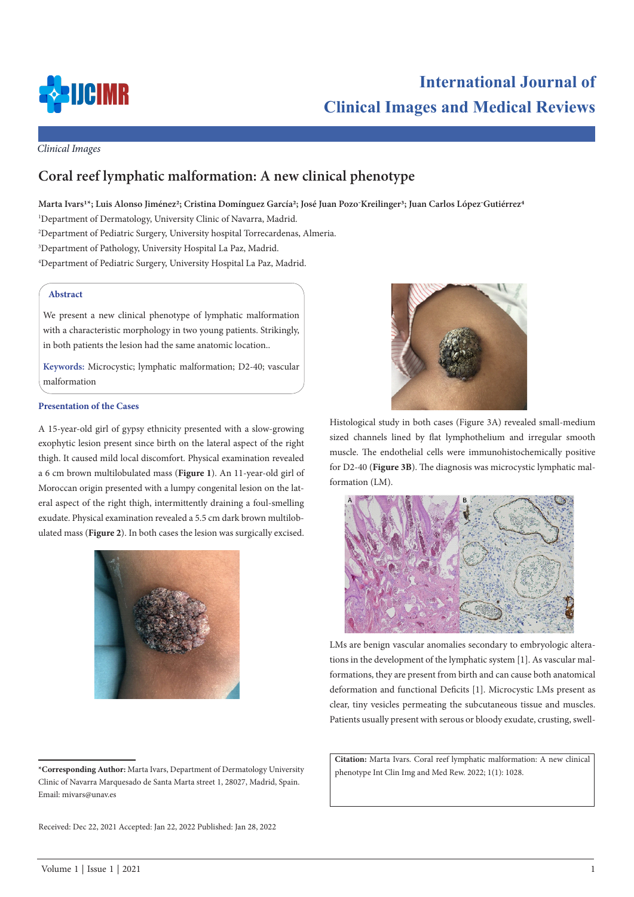*Clinical Images*

# Coral reef lymphatic malformation: A new clinical phenotype

**Marta Ivars[1]*; Luis Alonso Jiménez[2]; Cristina Domínguez García[2]; José Juan Pozo-Kreilinger[3]; Juan Carlos López-Gutiérrez[4]**

[1]Department of Dermatology, University Clinic of Navarra, Madrid.

[2]Department of Pediatric Surgery, University hospital Torrecardenas, Almeria.

[3]Department of Pathology, University Hospital La Paz, Madrid.

[4]Department of Pediatric Surgery, University Hospital La Paz, Madrid.

## Abstract

We present a new clinical phenotype of lymphatic malformation with a characteristic morphology in two young patients. Strikingly, in both patients the lesion had the same anatomic location..

**Keywords:** Microcystic; lymphatic malformation; D2-40; vascular malformation

## Presentation of the Cases

A 15-year-old girl of gypsy ethnicity presented with a slow-growing exophytic lesion present since birth on the lateral aspect of the right thigh. It caused mild local discomfort. Physical examination revealed a 6 cm brown multilobulated mass (**Figure 1**). An 11-year-old girl of Moroccan origin presented with a lumpy congenital lesion on the lateral aspect of the right thigh, intermittently draining a foul-smelling exudate. Physical examination revealed a 5.5 cm dark brown multilobulated mass (**Figure 2**). In both cases the lesion was surgically excised.

Histological study in both cases (Figure 3A) revealed small-medium sized channels lined by flat lymphothelium and irregular smooth muscle. The endothelial cells were immunohistochemically positive for D2-40 (**Figure 3B**). The diagnosis was microcystic lymphatic malformation (LM).

LMs are benign vascular anomalies secondary to embryologic alterations in the development of the lymphatic system [1]. As vascular malformations, they are present from birth and can cause both anatomical deformation and functional Deficits [1]. Microcystic LMs present as clear, tiny vesicles permeating the subcutaneous tissue and muscles. Patients usually present with serous or bloody exudate, crusting, swell-

**\*Corresponding Author:** Marta Ivars, Department of Dermatology University Clinic of Navarra Marquesado de Santa Marta street 1, 28027, Madrid, Spain. Email: mivars@unav.es

Received: Dec 22, 2021 Accepted: Jan 22, 2022 Published: Jan 28, 2022

**Citation:** Marta Ivars. Coral reef lymphatic malformation: A new clinical phenotype Int Clin Img and Med Rew. 2022; 1(1): 1028.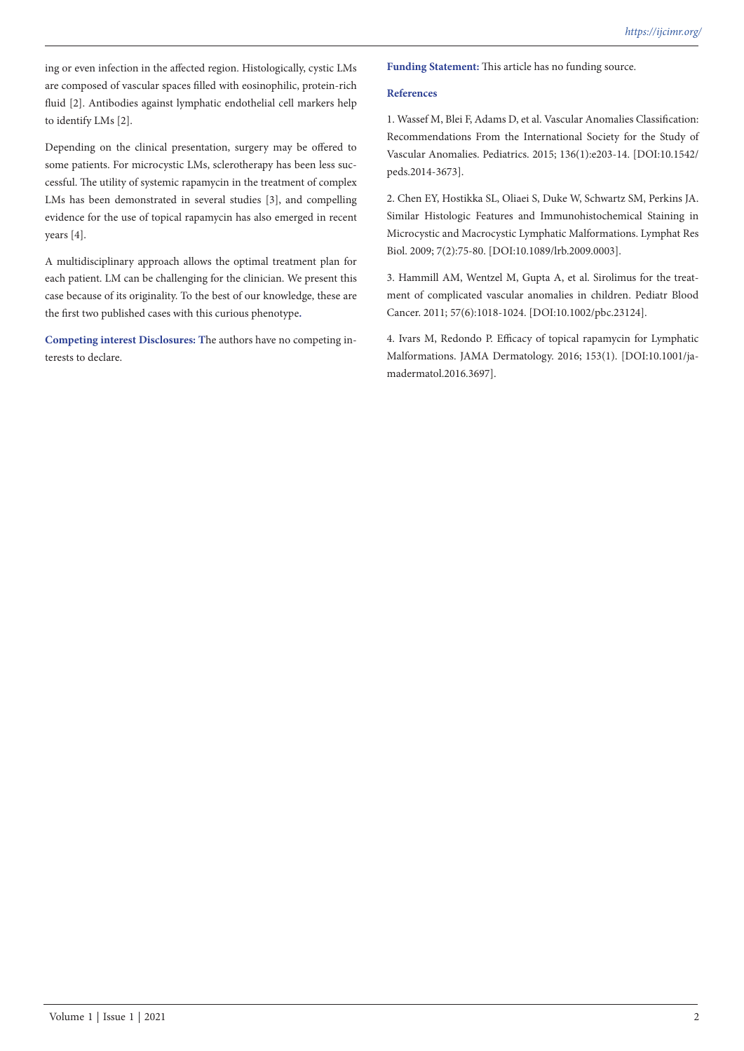ing or even infection in the affected region. Histologically, cystic LMs are composed of vascular spaces filled with eosinophilic, protein-rich fluid [2]. Antibodies against lymphatic endothelial cell markers help to identify LMs [2].

Depending on the clinical presentation, surgery may be offered to some patients. For microcystic LMs, sclerotherapy has been less successful. The utility of systemic rapamycin in the treatment of complex LMs has been demonstrated in several studies [3], and compelling evidence for the use of topical rapamycin has also emerged in recent years [4].

A multidisciplinary approach allows the optimal treatment plan for each patient. LM can be challenging for the clinician. We present this case because of its originality. To the best of our knowledge, these are the first two published cases with this curious phenotype.

**Competing interest Disclosures:** The authors have no competing interests to declare.

**Funding Statement:** This article has no funding source.

## References

1. Wassef M, Blei F, Adams D, et al. Vascular Anomalies Classification: Recommendations From the International Society for the Study of Vascular Anomalies. Pediatrics. 2015; 136(1):e203-14. [DOI:10.1542/peds.2014-3673].

2. Chen EY, Hostikka SL, Oliaei S, Duke W, Schwartz SM, Perkins JA. Similar Histologic Features and Immunohistochemical Staining in Microcystic and Macrocystic Lymphatic Malformations. Lymphat Res Biol. 2009; 7(2):75-80. [DOI:10.1089/lrb.2009.0003].

3. Hammill AM, Wentzel M, Gupta A, et al. Sirolimus for the treatment of complicated vascular anomalies in children. Pediatr Blood Cancer. 2011; 57(6):1018-1024. [DOI:10.1002/pbc.23124].

4. Ivars M, Redondo P. Efficacy of topical rapamycin for Lymphatic Malformations. JAMA Dermatology. 2016; 153(1). [DOI:10.1001/jamadermatol.2016.3697].